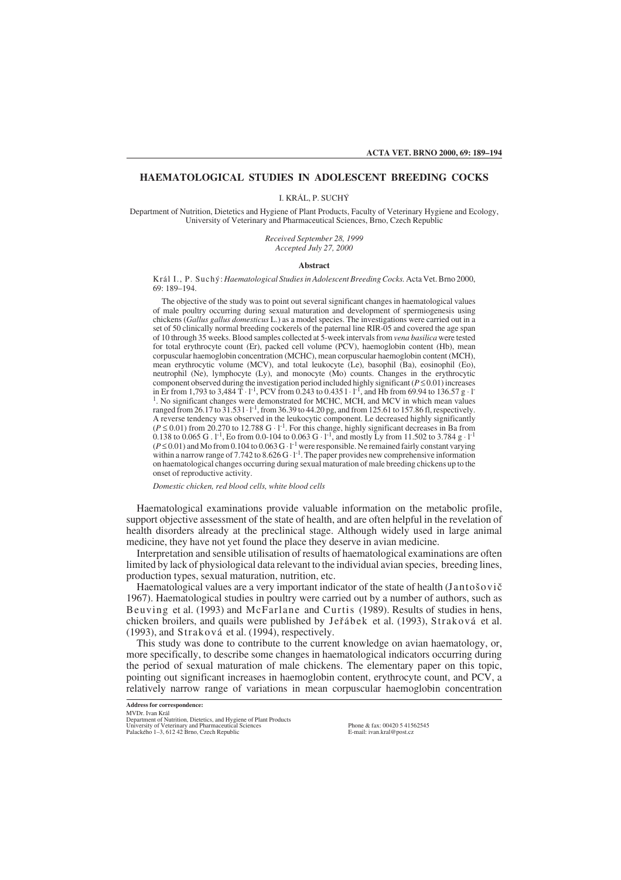# HAEMATOLOGICAL STUDIES IN ADOLESCENT BREEDING COCKS

I. KRÁL, P. SUCHÝ

Department of Nutrition, Dietetics and Hygiene of Plant Products, Faculty of Veterinary Hygiene and Ecology, University of Veterinary and Pharmaceutical Sciences, Brno, Czech Republic

*Received September 28, 1999*
*Accepted July 27, 2000*

## Abstract

Král I., P. Suchý: *Haematological Studies in Adolescent Breeding Cocks.* Acta Vet. Brno 2000, 69: 189–194.

The objective of the study was to point out several significant changes in haematological values of male poultry occurring during sexual maturation and development of spermiogenesis using chickens (*Gallus gallus domesticus* L.) as a model species. The investigations were carried out in a set of 50 clinically normal breeding cockerels of the paternal line RIR-05 and covered the age span of 10 through 35 weeks. Blood samples collected at 5-week intervals from *vena basilica* were tested for total erythrocyte count (Er), packed cell volume (PCV), haemoglobin content (Hb), mean corpuscular haemoglobin concentration (MCHC), mean corpuscular haemoglobin content (MCH), mean erythrocytic volume (MCV), and total leukocyte (Le), basophil (Ba), eosinophil (Eo), neutrophil (Ne), lymphocyte (Ly), and monocyte (Mo) counts. Changes in the erythrocytic component observed during the investigation period included highly significant ($P \leq 0.01$) increases in Er from 1,793 to 3,484 $T \cdot l^{-1}$, PCV from 0.243 to 0.435 $l \cdot l^{-1}$, and Hb from 69.94 to 136.57 $g \cdot l^{-1}$. No significant changes were demonstrated for MCHC, MCH, and MCV in which mean values ranged from 26.17 to 31.531 $\cdot l^{-1}$, from 36.39 to 44.20 pg, and from 125.61 to 157.86 fl, respectively. A reverse tendency was observed in the leukocytic component. Le decreased highly significantly ($P \leq 0.01$) from 20.270 to 12.788 $G \cdot l^{-1}$. For this change, highly significant decreases in Ba from 0.138 to 0.065 $G \cdot l^{-1}$, Eo from 0.0-104 to 0.063 $G \cdot l^{-1}$, and mostly Ly from 11.502 to 3.784 $g \cdot l^{-1}$ ($P \leq 0.01$) and Mo from 0.104 to 0.063 $G \cdot l^{-1}$ were responsible. Ne remained fairly constant varying within a narrow range of 7.742 to 8.626 $G \cdot l^{-1}$. The paper provides new comprehensive information on haematological changes occurring during sexual maturation of male breeding chickens up to the onset of reproductive activity.

*Domestic chicken, red blood cells, white blood cells*

Haematological examinations provide valuable information on the metabolic profile, support objective assessment of the state of health, and are often helpful in the revelation of health disorders already at the preclinical stage. Although widely used in large animal medicine, they have not yet found the place they deserve in avian medicine.

Interpretation and sensible utilisation of results of haematological examinations are often limited by lack of physiological data relevant to the individual avian species, breeding lines, production types, sexual maturation, nutrition, etc.

Haematological values are a very important indicator of the state of health (Jantošovič 1967). Haematological studies in poultry were carried out by a number of authors, such as Beuving et al. (1993) and McFarlane and Curtis (1989). Results of studies in hens, chicken broilers, and quails were published by Jeřábek et al. (1993), Straková et al. (1993), and Straková et al. (1994), respectively.

This study was done to contribute to the current knowledge on avian haematology, or, more specifically, to describe some changes in haematological indicators occurring during the period of sexual maturation of male chickens. The elementary paper on this topic, pointing out significant increases in haemoglobin content, erythrocyte count, and PCV, a relatively narrow range of variations in mean corpuscular haemoglobin concentration

**Address for correspondence:**
MVDr. Ivan Král
Department of Nutrition, Dietetics, and Hygiene of Plant Products
University of Veterinary and Pharmaceutical Sciences
Palackého 1–3, 612 42 Brno, Czech Republic

Phone & fax: 00420 5 41562545
E-mail: ivan.kral@post.cz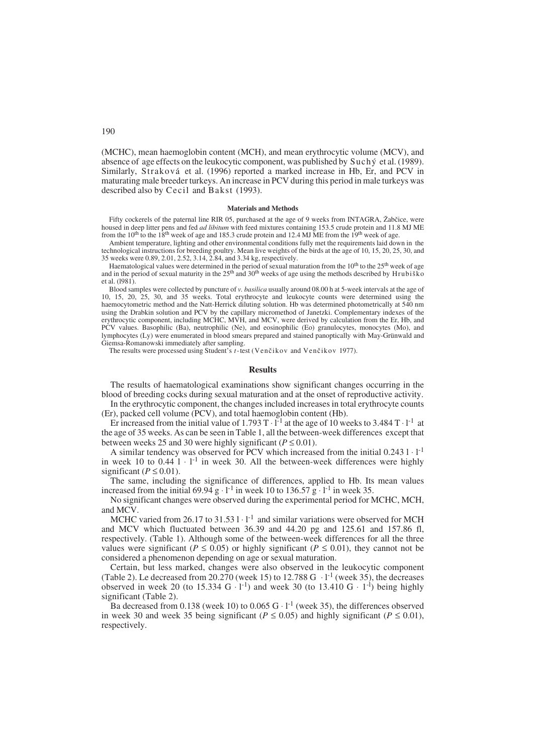(MCHC), mean haemoglobin content (MCH), and mean erythrocytic volume (MCV), and absence of age effects on the leukocytic component, was published by Suchý et al. (1989). Similarly, Straková et al. (1996) reported a marked increase in Hb, Er, and PCV in maturating male breeder turkeys. An increase in PCV during this period in male turkeys was described also by Cecil and Bakst (1993).

### Materials and Methods

Fifty cockerels of the paternal line RIR 05, purchased at the age of 9 weeks from INTAGRA, Žabčice, were housed in deep litter pens and fed *ad libitum* with feed mixtures containing 153.5 crude protein and 11.8 MJ ME from the 10th to the 18th week of age and 185.3 crude protein and 12.4 MJ ME from the 19th week of age.

Ambient temperature, lighting and other environmental conditions fully met the requirements laid down in the technological instructions for breeding poultry. Mean live weights of the birds at the age of 10, 15, 20, 25, 30, and 35 weeks were 0.89, 2.01, 2.52, 3.14, 2.84, and 3.34 kg, respectively.

Haematological values were determined in the period of sexual maturation from the 10th to the 25th week of age and in the period of sexual maturity in the 25th and 30th weeks of age using the methods described by Hrubiško et al. (l981).

Blood samples were collected by puncture of *v. basilica* usually around 08.00 h at 5-week intervals at the age of 10, 15, 20, 25, 30, and 35 weeks. Total erythrocyte and leukocyte counts were determined using the haemocytometric method and the Natt-Herrick diluting solution. Hb was determined photometrically at 540 nm using the Drabkin solution and PCV by the capillary micromethod of Janetzki. Complementary indexes of the erythrocytic component, including MCHC, MVH, and MCV, were derived by calculation from the Er, Hb, and PCV values. Basophilic (Ba), neutrophilic (Ne), and eosinophilic (Eo) granulocytes, monocytes (Mo), and lymphocytes (Ly) were enumerated in blood smears prepared and stained panoptically with May-Grünwald and Giemsa-Romanowski immediately after sampling.

The results were processed using Student's *t*-test (Venčikov and Venčikov 1977).

## Results

The results of haematological examinations show significant changes occurring in the blood of breeding cocks during sexual maturation and at the onset of reproductive activity.

In the erythrocytic component, the changes included increases in total erythrocyte counts (Er), packed cell volume (PCV), and total haemoglobin content (Hb).

Er increased from the initial value of 1.793 $T \cdot l^{-1}$ at the age of 10 weeks to 3.484 $T \cdot l^{-1}$ at the age of 35 weeks. As can be seen in Table 1, all the between-week differences except that between weeks 25 and 30 were highly significant ($P \leq 0.01$).

A similar tendency was observed for PCV which increased from the initial 0.243 $l \cdot l^{-1}$ in week 10 to 0.44 $l \cdot l^{-1}$ in week 30. All the between-week differences were highly significant ($P \leq 0.01$).

The same, including the significance of differences, applied to Hb. Its mean values increased from the initial 69.94 $g \cdot l^{-1}$ in week 10 to 136.57 $g \cdot l^{-1}$ in week 35.

No significant changes were observed during the experimental period for MCHC, MCH, and MCV.

MCHC varied from 26.17 to 31.53 $l \cdot l^{-1}$ and similar variations were observed for MCH and MCV which fluctuated between 36.39 and 44.20 pg and 125.61 and 157.86 fl, respectively. (Table 1). Although some of the between-week differences for all the three values were significant ($P \leq 0.05$) or highly significant ($P \leq 0.01$), they cannot not be considered a phenomenon depending on age or sexual maturation.

Certain, but less marked, changes were also observed in the leukocytic component (Table 2). Le decreased from 20.270 (week 15) to 12.788 $G \cdot l^{-1}$ (week 35), the decreases observed in week 20 (to 15.334 $G \cdot l^{-1}$) and week 30 (to 13.410 $G \cdot l^{-1}$) being highly significant (Table 2).

Ba decreased from 0.138 (week 10) to 0.065 $G \cdot l^{-1}$ (week 35), the differences observed in week 30 and week 35 being significant ($P \leq 0.05$) and highly significant ($P \leq 0.01$), respectively.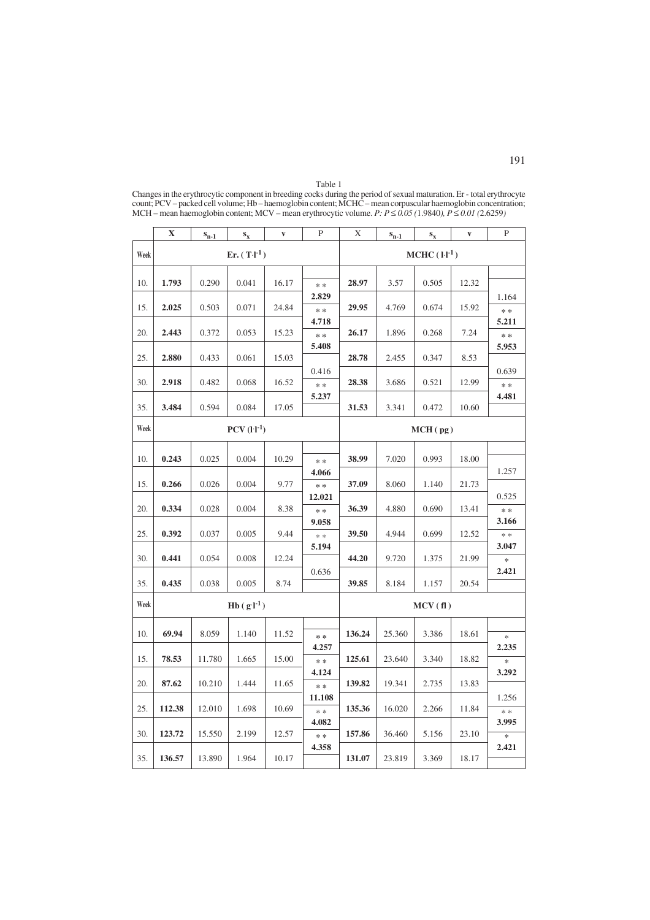Table 1
Changes in the erythrocytic component in breeding cocks during the period of sexual maturation. Er - total erythrocyte count; PCV – packed cell volume; Hb – haemoglobin content; MCHC – mean corpuscular haemoglobin concentration; MCH – mean haemoglobin content; MCV – mean erythrocytic volume. *P: $P \leq 0.05$ (*1.9840*), $P \leq 0.01$ (*2.6259*)*

| | X | $s_{n-1}$ | $s_x$ | v | P | X | $s_{n-1}$ | $s_x$ | v | P |
|---|---|---|---|---|---|---|---|---|---|---|
| Week | Er. ($T \cdot l^{-1}$) | | | | | MCHC ($l \cdot l^{-1}$) | | | | |
| 10. | **1.793** | 0.290 | 0.041 | 16.17 | ** **2.829** | **28.97** | 3.57 | 0.505 | 12.32 | 1.164 |
| 15. | **2.025** | 0.503 | 0.071 | 24.84 | ** **4.718** | **29.95** | 4.769 | 0.674 | 15.92 | ** **5.211** |
| 20. | **2.443** | 0.372 | 0.053 | 15.23 | ** **5.408** | **26.17** | 1.896 | 0.268 | 7.24 | ** **5.953** |
| 25. | **2.880** | 0.433 | 0.061 | 15.03 | 0.416 | **28.78** | 2.455 | 0.347 | 8.53 | 0.639 |
| 30. | **2.918** | 0.482 | 0.068 | 16.52 | ** **5.237** | **28.38** | 3.686 | 0.521 | 12.99 | ** **4.481** |
| 35. | **3.484** | 0.594 | 0.084 | 17.05 | | **31.53** | 3.341 | 0.472 | 10.60 | |
| Week | PCV ($l \cdot l^{-1}$) | | | | | MCH (pg) | | | | |
| 10. | **0.243** | 0.025 | 0.004 | 10.29 | ** **4.066** | **38.99** | 7.020 | 0.993 | 18.00 | 1.257 |
| 15. | **0.266** | 0.026 | 0.004 | 9.77 | ** **12.021** | **37.09** | 8.060 | 1.140 | 21.73 | 0.525 |
| 20. | **0.334** | 0.028 | 0.004 | 8.38 | ** **9.058** | **36.39** | 4.880 | 0.690 | 13.41 | ** **3.166** |
| 25. | **0.392** | 0.037 | 0.005 | 9.44 | ** **5.194** | **39.50** | 4.944 | 0.699 | 12.52 | ** **3.047** |
| 30. | **0.441** | 0.054 | 0.008 | 12.24 | 0.636 | **44.20** | 9.720 | 1.375 | 21.99 | * **2.421** |
| 35. | **0.435** | 0.038 | 0.005 | 8.74 | | **39.85** | 8.184 | 1.157 | 20.54 | |
| Week | Hb ($g \cdot l^{-1}$) | | | | | MCV (fl) | | | | |
| 10. | **69.94** | 8.059 | 1.140 | 11.52 | ** **4.257** | **136.24** | 25.360 | 3.386 | 18.61 | * **2.235** |
| 15. | **78.53** | 11.780 | 1.665 | 15.00 | ** **4.124** | **125.61** | 23.640 | 3.340 | 18.82 | * **3.292** |
| 20. | **87.62** | 10.210 | 1.444 | 11.65 | ** **11.108** | **139.82** | 19.341 | 2.735 | 13.83 | 1.256 |
| 25. | **112.38** | 12.010 | 1.698 | 10.69 | ** **4.082** | **135.36** | 16.020 | 2.266 | 11.84 | ** **3.995** |
| 30. | **123.72** | 15.550 | 2.199 | 12.57 | ** **4.358** | **157.86** | 36.460 | 5.156 | 23.10 | * **2.421** |
| 35. | **136.57** | 13.890 | 1.964 | 10.17 | | **131.07** | 23.819 | 3.369 | 18.17 | |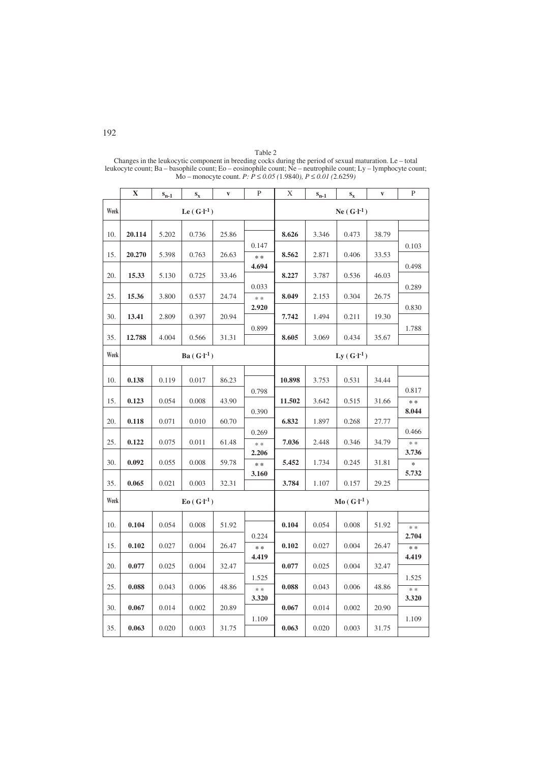Table 2
Changes in the leukocytic component in breeding cocks during the period of sexual maturation. Le – total leukocyte count; Ba – basophile count; Eo – eosinophile count; Ne – neutrophile count; Ly – lymphocyte count; Mo – monocyte count. *P: P ≤ 0.05 (*1.9840*), P ≤ 0.01 (*2.6259*)*

| | X | $s_{n-1}$ | $s_x$ | v | P | X | $s_{n-1}$ | $s_x$ | v | P |
|---|---|---|---|---|---|---|---|---|---|---|
| **Week** | **Le ( $G \cdot l^{-1}$ )** | | | | | **Ne ( $G \cdot l^{-1}$ )** | | | | |
| 10. | **20.114** | 5.202 | 0.736 | 25.86 | | **8.626** | 3.346 | 0.473 | 38.79 | |
| | | | | | 0.147 | | | | | 0.103 |
| 15. | **20.270** | 5.398 | 0.763 | 26.63 | | **8.562** | 2.871 | 0.406 | 33.53 | |
| | | | | | ** **4.694** | | | | | 0.498 |
| 20. | **15.33** | 5.130 | 0.725 | 33.46 | | **8.227** | 3.787 | 0.536 | 46.03 | |
| | | | | | 0.033 | | | | | 0.289 |
| 25. | **15.36** | 3.800 | 0.537 | 24.74 | | **8.049** | 2.153 | 0.304 | 26.75 | |
| | | | | | ** **2.920** | | | | | 0.830 |
| 30. | **13.41** | 2.809 | 0.397 | 20.94 | | **7.742** | 1.494 | 0.211 | 19.30 | |
| | | | | | 0.899 | | | | | 1.788 |
| 35. | **12.788** | 4.004 | 0.566 | 31.31 | | **8.605** | 3.069 | 0.434 | 35.67 | |
| **Week** | **Ba ( $G \cdot l^{-1}$ )** | | | | | **Ly ( $G \cdot l^{-1}$ )** | | | | |
| 10. | **0.138** | 0.119 | 0.017 | 86.23 | | **10.898** | 3.753 | 0.531 | 34.44 | |
| | | | | | 0.798 | | | | | 0.817 |
| 15. | **0.123** | 0.054 | 0.008 | 43.90 | | **11.502** | 3.642 | 0.515 | 31.66 | |
| | | | | | 0.390 | | | | | ** **8.044** |
| 20. | **0.118** | 0.071 | 0.010 | 60.70 | | **6.832** | 1.897 | 0.268 | 27.77 | |
| | | | | | 0.269 | | | | | 0.466 |
| 25. | **0.122** | 0.075 | 0.011 | 61.48 | | **7.036** | 2.448 | 0.346 | 34.79 | |
| | | | | | ** **2.206** | | | | | ** **3.736** |
| 30. | **0.092** | 0.055 | 0.008 | 59.78 | | **5.452** | 1.734 | 0.245 | 31.81 | |
| | | | | | ** **3.160** | | | | | * **5.732** |
| 35. | **0.065** | 0.021 | 0.003 | 32.31 | | **3.784** | 1.107 | 0.157 | 29.25 | |
| **Week** | **Eo ( $G \cdot l^{-1}$ )** | | | | | **Mo ( $G \cdot l^{-1}$ )** | | | | |
| 10. | **0.104** | 0.054 | 0.008 | 51.92 | | **0.104** | 0.054 | 0.008 | 51.92 | |
| | | | | | 0.224 | | | | | ** **2.704** |
| 15. | **0.102** | 0.027 | 0.004 | 26.47 | | **0.102** | 0.027 | 0.004 | 26.47 | |
| | | | | | ** **4.419** | | | | | ** **4.419** |
| 20. | **0.077** | 0.025 | 0.004 | 32.47 | | **0.077** | 0.025 | 0.004 | 32.47 | |
| | | | | | 1.525 | | | | | 1.525 |
| 25. | **0.088** | 0.043 | 0.006 | 48.86 | | **0.088** | 0.043 | 0.006 | 48.86 | |
| | | | | | ** **3.320** | | | | | ** **3.320** |
| 30. | **0.067** | 0.014 | 0.002 | 20.89 | | **0.067** | 0.014 | 0.002 | 20.90 | |
| | | | | | 1.109 | | | | | 1.109 |
| 35. | **0.063** | 0.020 | 0.003 | 31.75 | | **0.063** | 0.020 | 0.003 | 31.75 | |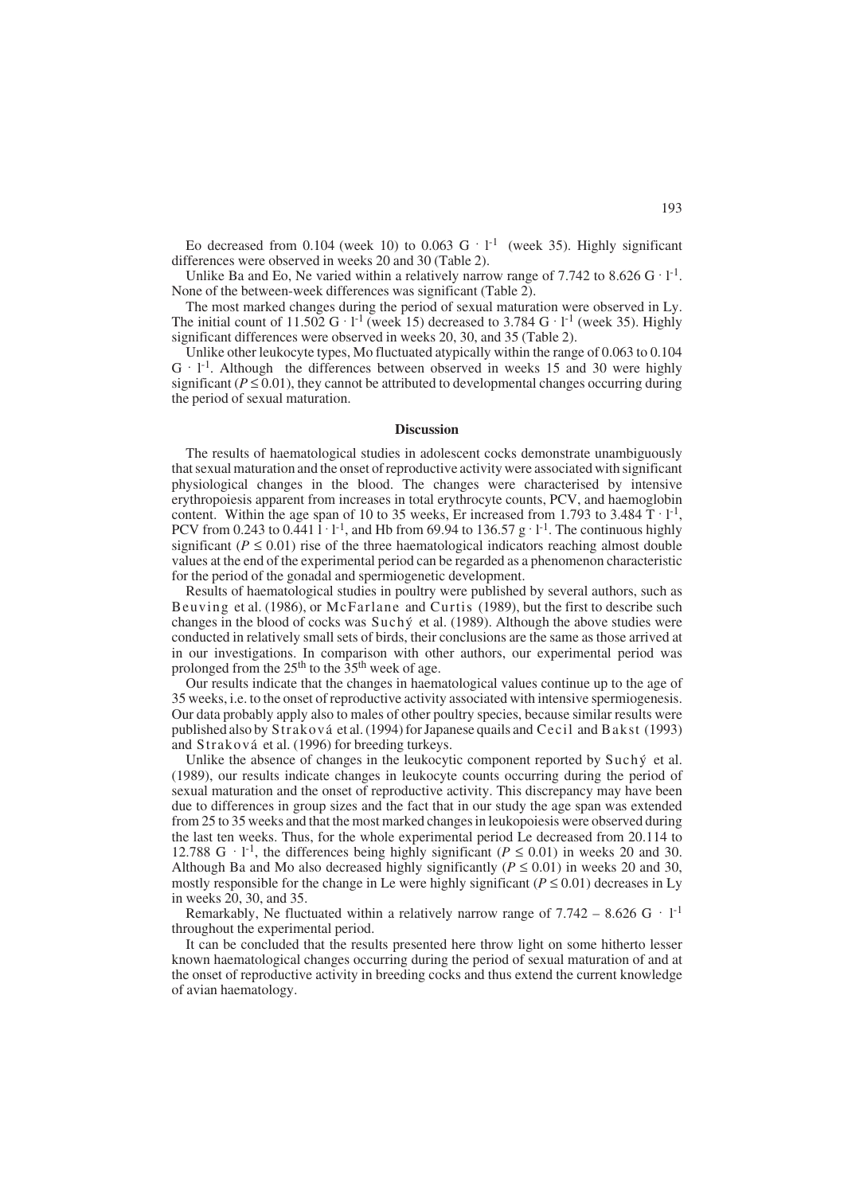Eo decreased from 0.104 (week 10) to 0.063 G · l$^{-1}$ (week 35). Highly significant differences were observed in weeks 20 and 30 (Table 2).

Unlike Ba and Eo, Ne varied within a relatively narrow range of 7.742 to 8.626 G · l$^{-1}$. None of the between-week differences was significant (Table 2).

The most marked changes during the period of sexual maturation were observed in Ly. The initial count of 11.502 G · l$^{-1}$ (week 15) decreased to 3.784 G · l$^{-1}$ (week 35). Highly significant differences were observed in weeks 20, 30, and 35 (Table 2).

Unlike other leukocyte types, Mo fluctuated atypically within the range of 0.063 to 0.104 G · l$^{-1}$. Although the differences between observed in weeks 15 and 30 were highly significant ($P \leq 0.01$), they cannot be attributed to developmental changes occurring during the period of sexual maturation.

## Discussion

The results of haematological studies in adolescent cocks demonstrate unambiguously that sexual maturation and the onset of reproductive activity were associated with significant physiological changes in the blood. The changes were characterised by intensive erythropoiesis apparent from increases in total erythrocyte counts, PCV, and haemoglobin content. Within the age span of 10 to 35 weeks, Er increased from 1.793 to 3.484 T · l$^{-1}$, PCV from 0.243 to 0.441 l · l$^{-1}$, and Hb from 69.94 to 136.57 g · l$^{-1}$. The continuous highly significant ($P \leq 0.01$) rise of the three haematological indicators reaching almost double values at the end of the experimental period can be regarded as a phenomenon characteristic for the period of the gonadal and spermiogenetic development.

Results of haematological studies in poultry were published by several authors, such as Beuving et al. (1986), or McFarlane and Curtis (1989), but the first to describe such changes in the blood of cocks was Suchý et al. (1989). Although the above studies were conducted in relatively small sets of birds, their conclusions are the same as those arrived at in our investigations. In comparison with other authors, our experimental period was prolonged from the 25$^{th}$ to the 35$^{th}$ week of age.

Our results indicate that the changes in haematological values continue up to the age of 35 weeks, i.e. to the onset of reproductive activity associated with intensive spermiogenesis. Our data probably apply also to males of other poultry species, because similar results were published also by Straková et al. (1994) for Japanese quails and Cecil and Bakst (1993) and Straková et al. (1996) for breeding turkeys.

Unlike the absence of changes in the leukocytic component reported by Suchý et al. (1989), our results indicate changes in leukocyte counts occurring during the period of sexual maturation and the onset of reproductive activity. This discrepancy may have been due to differences in group sizes and the fact that in our study the age span was extended from 25 to 35 weeks and that the most marked changes in leukopoiesis were observed during the last ten weeks. Thus, for the whole experimental period Le decreased from 20.114 to 12.788 G · l$^{-1}$, the differences being highly significant ($P \leq 0.01$) in weeks 20 and 30. Although Ba and Mo also decreased highly significantly ($P \leq 0.01$) in weeks 20 and 30, mostly responsible for the change in Le were highly significant ($P \leq 0.01$) decreases in Ly in weeks 20, 30, and 35.

Remarkably, Ne fluctuated within a relatively narrow range of 7.742 – 8.626 G · l$^{-1}$ throughout the experimental period.

It can be concluded that the results presented here throw light on some hitherto lesser known haematological changes occurring during the period of sexual maturation of and at the onset of reproductive activity in breeding cocks and thus extend the current knowledge of avian haematology.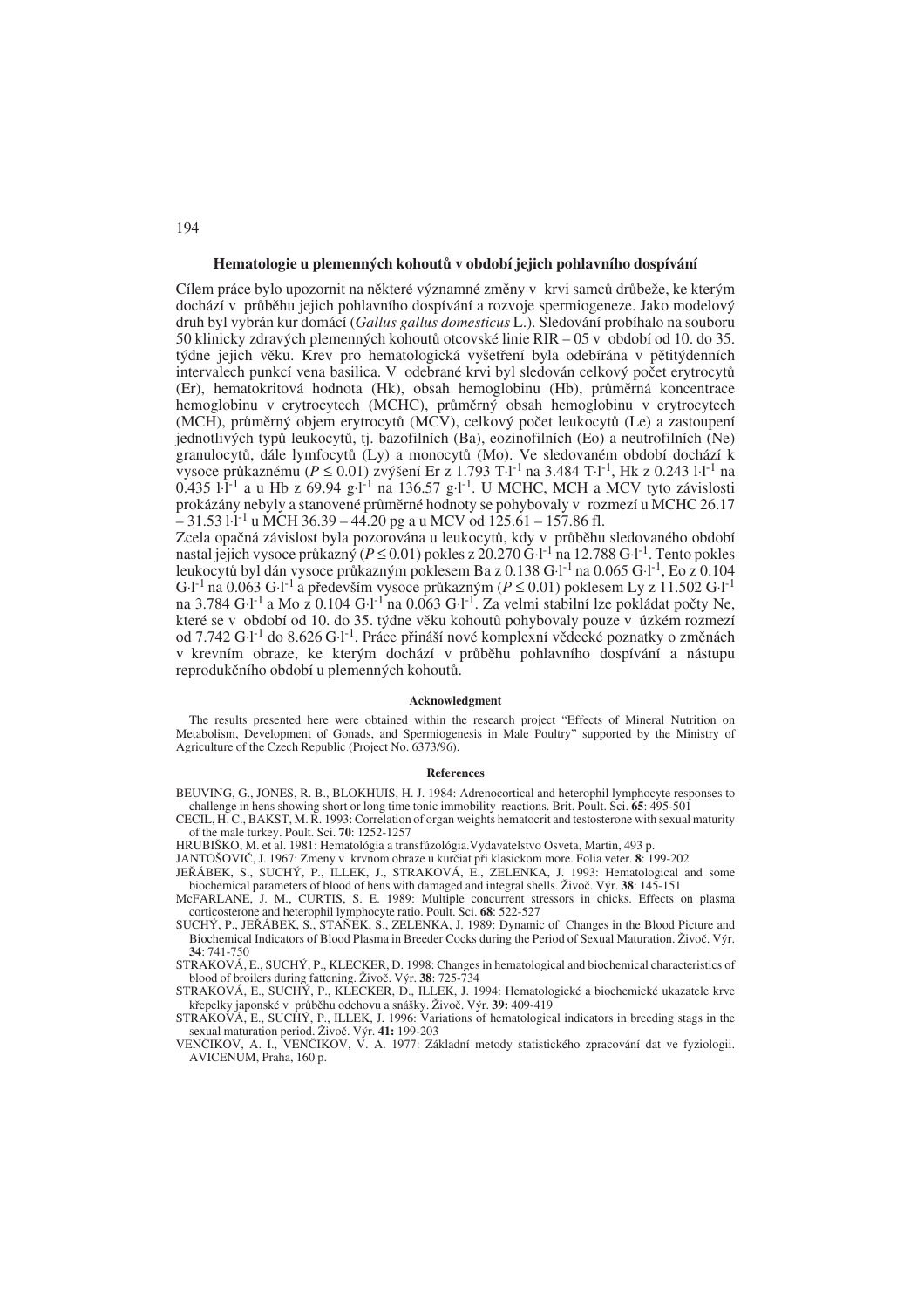## Hematologie u plemenných kohoutů v období jejich pohlavního dospívání

Cílem práce bylo upozornit na některé významné změny v krvi samců drůbeže, ke kterým dochází v průběhu jejich pohlavního dospívání a rozvoje spermiogeneze. Jako modelový druh byl vybrán kur domácí (*Gallus gallus domesticus* L.). Sledování probíhalo na souboru 50 klinicky zdravých plemenných kohoutů otcovské linie RIR – 05 v období od 10. do 35. týdne jejich věku. Krev pro hematologická vyšetření byla odebírána v pětitýdenních intervalech punkcí vena basilica. V odebrané krvi byl sledován celkový počet erytrocytů (Er), hematokritová hodnota (Hk), obsah hemoglobinu (Hb), průměrná koncentrace hemoglobinu v erytrocytech (MCHC), průměrný obsah hemoglobinu v erytrocytech (MCH), průměrný objem erytrocytů (MCV), celkový počet leukocytů (Le) a zastoupení jednotlivých typů leukocytů, tj. bazofilních (Ba), eozinofilních (Eo) a neutrofilních (Ne) granulocytů, dále lymfocytů (Ly) a monocytů (Mo). Ve sledovaném období dochází k vysoce průkaznému ($P \leq 0.01$) zvýšení Er z 1.793 $T \cdot l^{-1}$ na 3.484 $T \cdot l^{-1}$, Hk z 0.243 $l \cdot l^{-1}$ na 0.435 $l \cdot l^{-1}$ a u Hb z 69.94 $g \cdot l^{-1}$ na 136.57 $g \cdot l^{-1}$. U MCHC, MCH a MCV tyto závislosti prokázány nebyly a stanovené průměrné hodnoty se pohybovaly v rozmezí u MCHC 26.17 – 31.53 $l \cdot l^{-1}$ u MCH 36.39 – 44.20 pg a u MCV od 125.61 – 157.86 fl.

Zcela opačná závislost byla pozorována u leukocytů, kdy v průběhu sledovaného období nastal jejich vysoce průkazný ($P \leq 0.01$) pokles z 20.270 $G \cdot l^{-1}$ na 12.788 $G \cdot l^{-1}$. Tento pokles leukocytů byl dán vysoce průkazným poklesem Ba z 0.138 $G \cdot l^{-1}$ na 0.065 $G \cdot l^{-1}$, Eo z 0.104 $G \cdot l^{-1}$ na 0.063 $G \cdot l^{-1}$ a především vysoce průkazným ($P \leq 0.01$) poklesem Ly z 11.502 $G \cdot l^{-1}$ na 3.784 $G \cdot l^{-1}$ a Mo z 0.104 $G \cdot l^{-1}$ na 0.063 $G \cdot l^{-1}$. Za velmi stabilní lze pokládat počty Ne, které se v období od 10. do 35. týdne věku kohoutů pohybovaly pouze v úzkém rozmezí od 7.742 $G \cdot l^{-1}$ do 8.626 $G \cdot l^{-1}$. Práce přináší nové komplexní vědecké poznatky o změnách v krevním obraze, ke kterým dochází v průběhu pohlavního dospívání a nástupu reprodukčního období u plemenných kohoutů.

#### Acknowledgment

The results presented here were obtained within the research project "Effects of Mineral Nutrition on Metabolism, Development of Gonads, and Spermiogenesis in Male Poultry" supported by the Ministry of Agriculture of the Czech Republic (Project No. 6373/96).

#### References

BEUVING, G., JONES, R. B., BLOKHUIS, H. J. 1984: Adrenocortical and heterophil lymphocyte responses to challenge in hens showing short or long time tonic immobility reactions. Brit. Poult. Sci. **65**: 495-501

CECIL, H. C., BAKST, M. R. 1993: Correlation of organ weights hematocrit and testosterone with sexual maturity of the male turkey. Poult. Sci. **70**: 1252-1257

HRUBIŠKO, M. et al. 1981: Hematológia a transfúzológia. Vydavatelstvo Osveta, Martin, 493 p.

JANTOŠOVIČ, J. 1967: Zmeny v krvnom obraze u kurčiat při klasickom more. Folia veter. **8**: 199-202

JEŘÁBEK, S., SUCHÝ, P., ILLEK, J., STRAKOVÁ, E., ZELENKA, J. 1993: Hematological and some biochemical parameters of blood of hens with damaged and integral shells. Živoč. Výr. **38**: 145-151

McFARLANE, J. M., CURTIS, S. E. 1989: Multiple concurrent stressors in chicks. Effects on plasma corticosterone and heterophil lymphocyte ratio. Poult. Sci. **68**: 522-527

SUCHÝ, P., JEŘÁBEK, S., STAŇEK, S., ZELENKA, J. 1989: Dynamic of Changes in the Blood Picture and Biochemical Indicators of Blood Plasma in Breeder Cocks during the Period of Sexual Maturation. Živoč. Výr. **34**: 741-750

STRAKOVÁ, E., SUCHÝ, P., KLECKER, D. 1998: Changes in hematological and biochemical characteristics of blood of broilers during fattening. Živoč. Výr. **38**: 725-734

STRAKOVÁ, E., SUCHÝ, P., KLECKER, D., ILLEK, J. 1994: Hematologické a biochemické ukazatele krve křepelky japonské v průběhu odchovu a snášky. Živoč. Výr. **39:** 409-419

STRAKOVÁ, E., SUCHÝ, P., ILLEK, J. 1996: Variations of hematological indicators in breeding stags in the sexual maturation period. Živoč. Výr. **41:** 199-203

VENČIKOV, A. I., VENČIKOV, V. A. 1977: Základní metody statistického zpracování dat ve fyziologii. AVICENUM, Praha, 160 p.